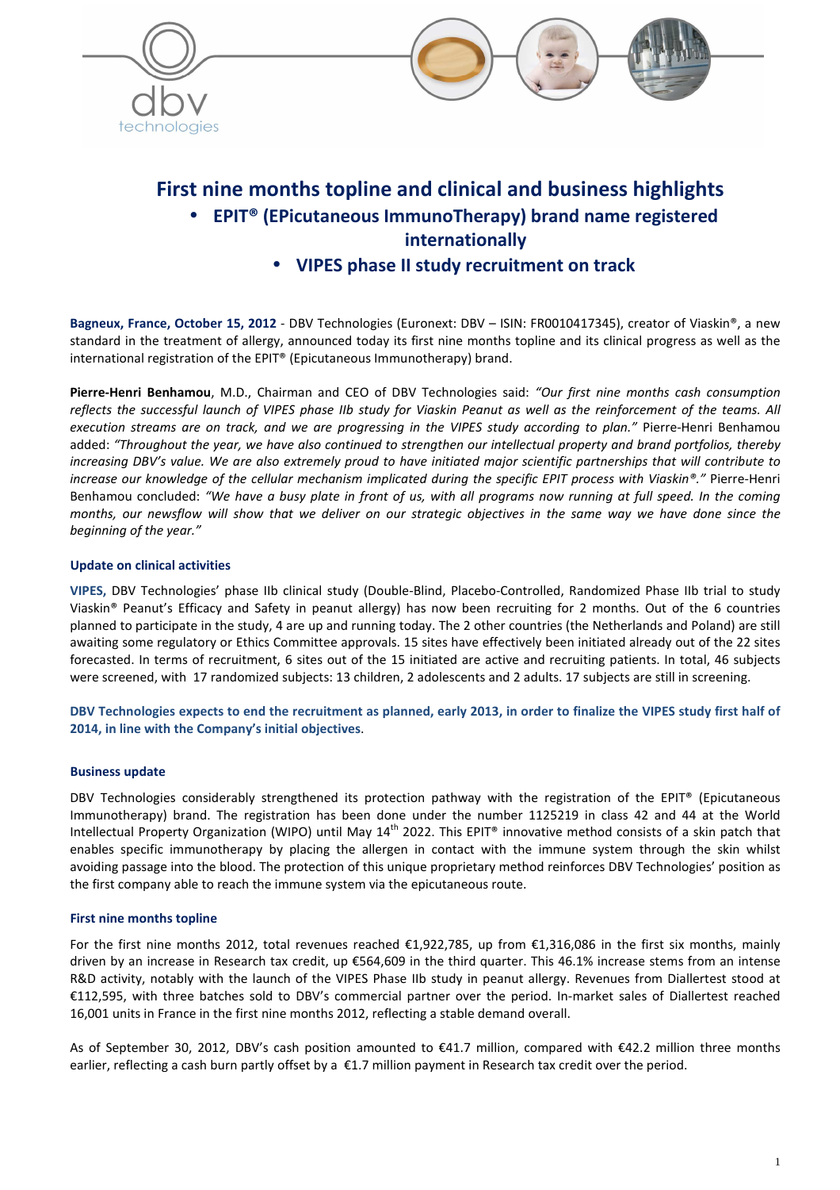# First nine months topline and clinical and business highlights

- **EPIT® (EPicutaneous ImmunoTherapy) brand name registered internationally**
- **VIPES phase II study recruitment on track**

**Bagneux, France, October 15, 2012** - DBV Technologies (Euronext: DBV – ISIN: FR0010417345), creator of Viaskin®, a new standard in the treatment of allergy, announced today its first nine months topline and its clinical progress as well as the international registration of the EPIT® (Epicutaneous Immunotherapy) brand.

**Pierre-Henri Benhamou**, M.D., Chairman and CEO of DBV Technologies said: *"Our first nine months cash consumption reflects the successful launch of VIPES phase IIb study for Viaskin Peanut as well as the reinforcement of the teams. All execution streams are on track, and we are progressing in the VIPES study according to plan."* Pierre-Henri Benhamou added: *"Throughout the year, we have also continued to strengthen our intellectual property and brand portfolios, thereby increasing DBV's value. We are also extremely proud to have initiated major scientific partnerships that will contribute to increase our knowledge of the cellular mechanism implicated during the specific EPIT process with Viaskin®."* Pierre-Henri Benhamou concluded: *"We have a busy plate in front of us, with all programs now running at full speed. In the coming months, our newsflow will show that we deliver on our strategic objectives in the same way we have done since the beginning of the year."*

### Update on clinical activities

**VIPES,** DBV Technologies' phase IIb clinical study (Double-Blind, Placebo-Controlled, Randomized Phase IIb trial to study Viaskin® Peanut's Efficacy and Safety in peanut allergy) has now been recruiting for 2 months. Out of the 6 countries planned to participate in the study, 4 are up and running today. The 2 other countries (the Netherlands and Poland) are still awaiting some regulatory or Ethics Committee approvals. 15 sites have effectively been initiated already out of the 22 sites forecasted. In terms of recruitment, 6 sites out of the 15 initiated are active and recruiting patients. In total, 46 subjects were screened, with 17 randomized subjects: 13 children, 2 adolescents and 2 adults. 17 subjects are still in screening.

**DBV Technologies expects to end the recruitment as planned, early 2013, in order to finalize the VIPES study first half of 2014, in line with the Company's initial objectives.**

### Business update

DBV Technologies considerably strengthened its protection pathway with the registration of the EPIT® (Epicutaneous Immunotherapy) brand. The registration has been done under the number 1125219 in class 42 and 44 at the World Intellectual Property Organization (WIPO) until May 14th 2022. This EPIT® innovative method consists of a skin patch that enables specific immunotherapy by placing the allergen in contact with the immune system through the skin whilst avoiding passage into the blood. The protection of this unique proprietary method reinforces DBV Technologies' position as the first company able to reach the immune system via the epicutaneous route.

### First nine months topline

For the first nine months 2012, total revenues reached €1,922,785, up from €1,316,086 in the first six months, mainly driven by an increase in Research tax credit, up €564,609 in the third quarter. This 46.1% increase stems from an intense R&D activity, notably with the launch of the VIPES Phase IIb study in peanut allergy. Revenues from Diallertest stood at €112,595, with three batches sold to DBV's commercial partner over the period. In-market sales of Diallertest reached 16,001 units in France in the first nine months 2012, reflecting a stable demand overall.

As of September 30, 2012, DBV's cash position amounted to €41.7 million, compared with €42.2 million three months earlier, reflecting a cash burn partly offset by a €1.7 million payment in Research tax credit over the period.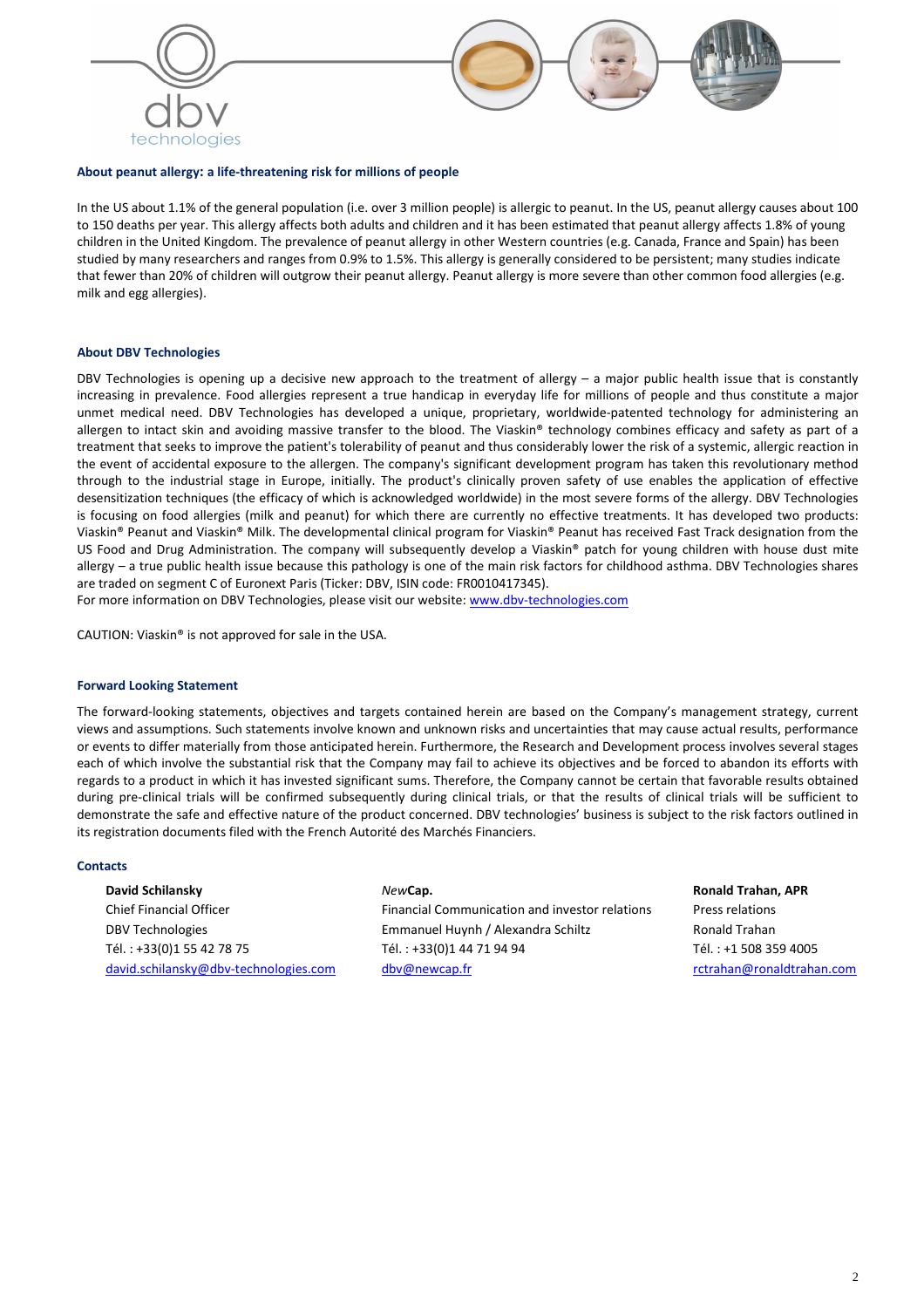### About peanut allergy: a life-threatening risk for millions of people

In the US about 1.1% of the general population (i.e. over 3 million people) is allergic to peanut. In the US, peanut allergy causes about 100 to 150 deaths per year. This allergy affects both adults and children and it has been estimated that peanut allergy affects 1.8% of young children in the United Kingdom. The prevalence of peanut allergy in other Western countries (e.g. Canada, France and Spain) has been studied by many researchers and ranges from 0.9% to 1.5%. This allergy is generally considered to be persistent; many studies indicate that fewer than 20% of children will outgrow their peanut allergy. Peanut allergy is more severe than other common food allergies (e.g. milk and egg allergies).

### About DBV Technologies

DBV Technologies is opening up a decisive new approach to the treatment of allergy – a major public health issue that is constantly increasing in prevalence. Food allergies represent a true handicap in everyday life for millions of people and thus constitute a major unmet medical need. DBV Technologies has developed a unique, proprietary, worldwide-patented technology for administering an allergen to intact skin and avoiding massive transfer to the blood. The Viaskin® technology combines efficacy and safety as part of a treatment that seeks to improve the patient's tolerability of peanut and thus considerably lower the risk of a systemic, allergic reaction in the event of accidental exposure to the allergen. The company's significant development program has taken this revolutionary method through to the industrial stage in Europe, initially. The product's clinically proven safety of use enables the application of effective desensitization techniques (the efficacy of which is acknowledged worldwide) in the most severe forms of the allergy. DBV Technologies is focusing on food allergies (milk and peanut) for which there are currently no effective treatments. It has developed two products: Viaskin® Peanut and Viaskin® Milk. The developmental clinical program for Viaskin® Peanut has received Fast Track designation from the US Food and Drug Administration. The company will subsequently develop a Viaskin® patch for young children with house dust mite allergy – a true public health issue because this pathology is one of the main risk factors for childhood asthma. DBV Technologies shares are traded on segment C of Euronext Paris (Ticker: DBV, ISIN code: FR0010417345).
For more information on DBV Technologies, please visit our website: www.dbv-technologies.com

CAUTION: Viaskin® is not approved for sale in the USA.

### Forward Looking Statement

The forward-looking statements, objectives and targets contained herein are based on the Company's management strategy, current views and assumptions. Such statements involve known and unknown risks and uncertainties that may cause actual results, performance or events to differ materially from those anticipated herein. Furthermore, the Research and Development process involves several stages each of which involve the substantial risk that the Company may fail to achieve its objectives and be forced to abandon its efforts with regards to a product in which it has invested significant sums. Therefore, the Company cannot be certain that favorable results obtained during pre-clinical trials will be confirmed subsequently during clinical trials, or that the results of clinical trials will be sufficient to demonstrate the safe and effective nature of the product concerned. DBV technologies' business is subject to the risk factors outlined in its registration documents filed with the French Autorité des Marchés Financiers.

### Contacts

**David Schilansky**
Chief Financial Officer
DBV Technologies
Tél. : +33(0)1 55 42 78 75
david.schilansky@dbv-technologies.com

*New***Cap.**
Financial Communication and investor relations
Emmanuel Huynh / Alexandra Schiltz
Tél. : +33(0)1 44 71 94 94
dbv@newcap.fr

**Ronald Trahan, APR**
Press relations
Ronald Trahan
Tél. : +1 508 359 4005
rctrahan@ronaldtrahan.com